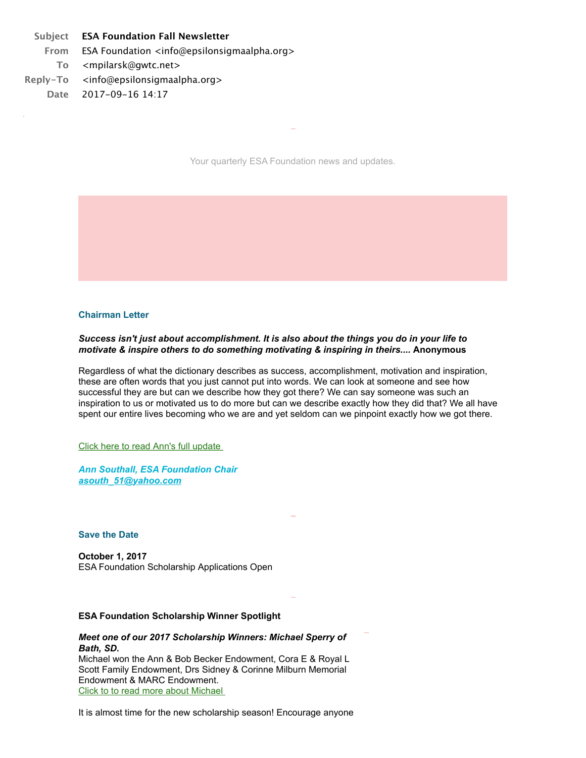| | |
|---|---|
| **Subject** | **ESA Foundation Fall Newsletter** |
| **From** | ESA Foundation <info@epsilonsigmaalpha.org> |
| **To** | <mpilarsk@gwtc.net> |
| **Reply-To** | <info@epsilonsigmaalpha.org> |
| **Date** | 2017-09-16 14:17 |

Your quarterly ESA Foundation news and updates.

### Chairman Letter

***Success isn't just about accomplishment. It is also about the things you do in your life to motivate & inspire others to do something motivating & inspiring in theirs....*** **Anonymous**

Regardless of what the dictionary describes as success, accomplishment, motivation and inspiration, these are often words that you just cannot put into words. We can look at someone and see how successful they are but can we describe how they got there? We can say someone was such an inspiration to us or motivated us to do more but can we describe exactly how they did that? We all have spent our entire lives becoming who we are and yet seldom can we pinpoint exactly how we got there.

Click here to read Ann's full update

***Ann Southall, ESA Foundation Chair***
***asouth_51@yahoo.com***

### Save the Date

**October 1, 2017**
ESA Foundation Scholarship Applications Open

### ESA Foundation Scholarship Winner Spotlight

***Meet one of our 2017 Scholarship Winners: Michael Sperry of Bath, SD.***
Michael won the Ann & Bob Becker Endowment, Cora E & Royal L Scott Family Endowment, Drs Sidney & Corinne Milburn Memorial Endowment & MARC Endowment.
Click to to read more about Michael

It is almost time for the new scholarship season! Encourage anyone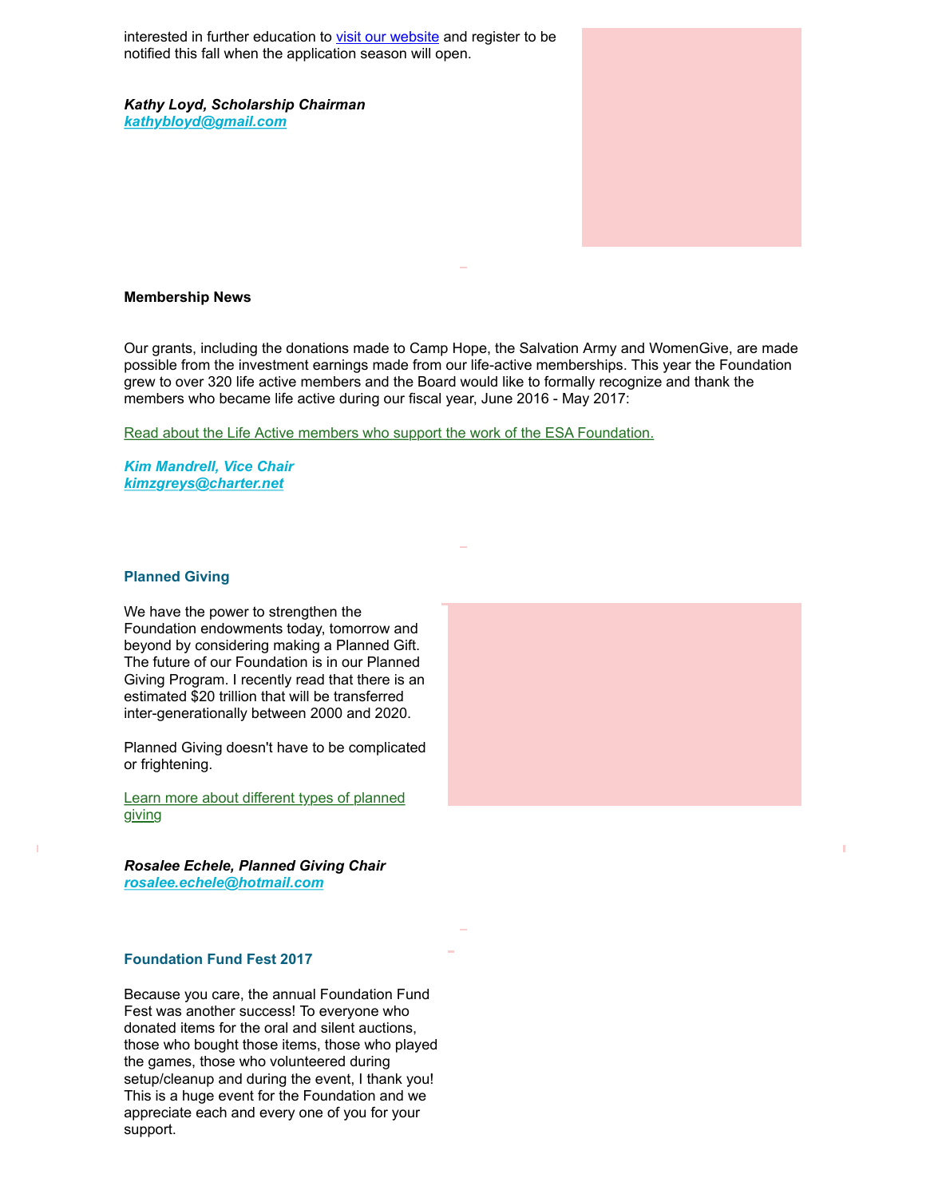interested in further education to visit our website and register to be notified this fall when the application season will open.

***Kathy Loyd, Scholarship Chairman***
***kathybloyd@gmail.com***

**Membership News**

Our grants, including the donations made to Camp Hope, the Salvation Army and WomenGive, are made possible from the investment earnings made from our life-active memberships. This year the Foundation grew to over 320 life active members and the Board would like to formally recognize and thank the members who became life active during our fiscal year, June 2016 - May 2017:

Read about the Life Active members who support the work of the ESA Foundation.

***Kim Mandrell, Vice Chair***
***kimzgreys@charter.net***

**Planned Giving**

We have the power to strengthen the Foundation endowments today, tomorrow and beyond by considering making a Planned Gift. The future of our Foundation is in our Planned Giving Program. I recently read that there is an estimated $20 trillion that will be transferred inter-generationally between 2000 and 2020.

Planned Giving doesn't have to be complicated or frightening.

Learn more about different types of planned giving

***Rosalee Echele, Planned Giving Chair***
***rosalee.echele@hotmail.com***

**Foundation Fund Fest 2017**

Because you care, the annual Foundation Fund Fest was another success! To everyone who donated items for the oral and silent auctions, those who bought those items, those who played the games, those who volunteered during setup/cleanup and during the event, I thank you! This is a huge event for the Foundation and we appreciate each and every one of you for your support.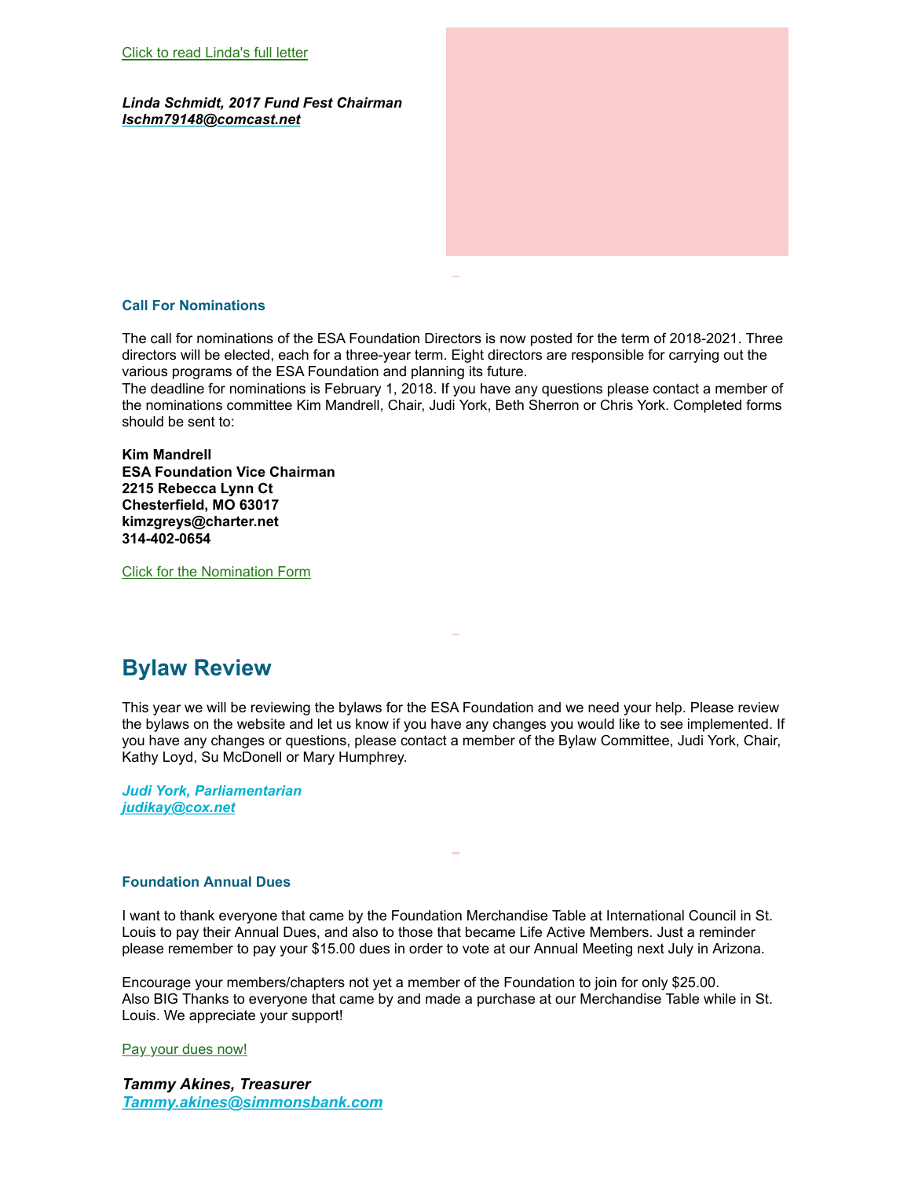[Click to read Linda's full letter]

***Linda Schmidt, 2017 Fund Fest Chairman***
***lschm79148@comcast.net***

### Call For Nominations

The call for nominations of the ESA Foundation Directors is now posted for the term of 2018-2021. Three directors will be elected, each for a three-year term. Eight directors are responsible for carrying out the various programs of the ESA Foundation and planning its future.
The deadline for nominations is February 1, 2018. If you have any questions please contact a member of the nominations committee Kim Mandrell, Chair, Judi York, Beth Sherron or Chris York. Completed forms should be sent to:

**Kim Mandrell**
**ESA Foundation Vice Chairman**
**2215 Rebecca Lynn Ct**
**Chesterfield, MO 63017**
**kimzgreys@charter.net**
**314-402-0654**

[Click for the Nomination Form]

## Bylaw Review

This year we will be reviewing the bylaws for the ESA Foundation and we need your help. Please review the bylaws on the website and let us know if you have any changes you would like to see implemented. If you have any changes or questions, please contact a member of the Bylaw Committee, Judi York, Chair, Kathy Loyd, Su McDonell or Mary Humphrey.

***Judi York, Parliamentarian***
***judikay@cox.net***

### Foundation Annual Dues

I want to thank everyone that came by the Foundation Merchandise Table at International Council in St. Louis to pay their Annual Dues, and also to those that became Life Active Members. Just a reminder please remember to pay your $15.00 dues in order to vote at our Annual Meeting next July in Arizona.

Encourage your members/chapters not yet a member of the Foundation to join for only $25.00.
Also BIG Thanks to everyone that came by and made a purchase at our Merchandise Table while in St. Louis. We appreciate your support!

[Pay your dues now!]

***Tammy Akines, Treasurer***
***Tammy.akines@simmonsbank.com***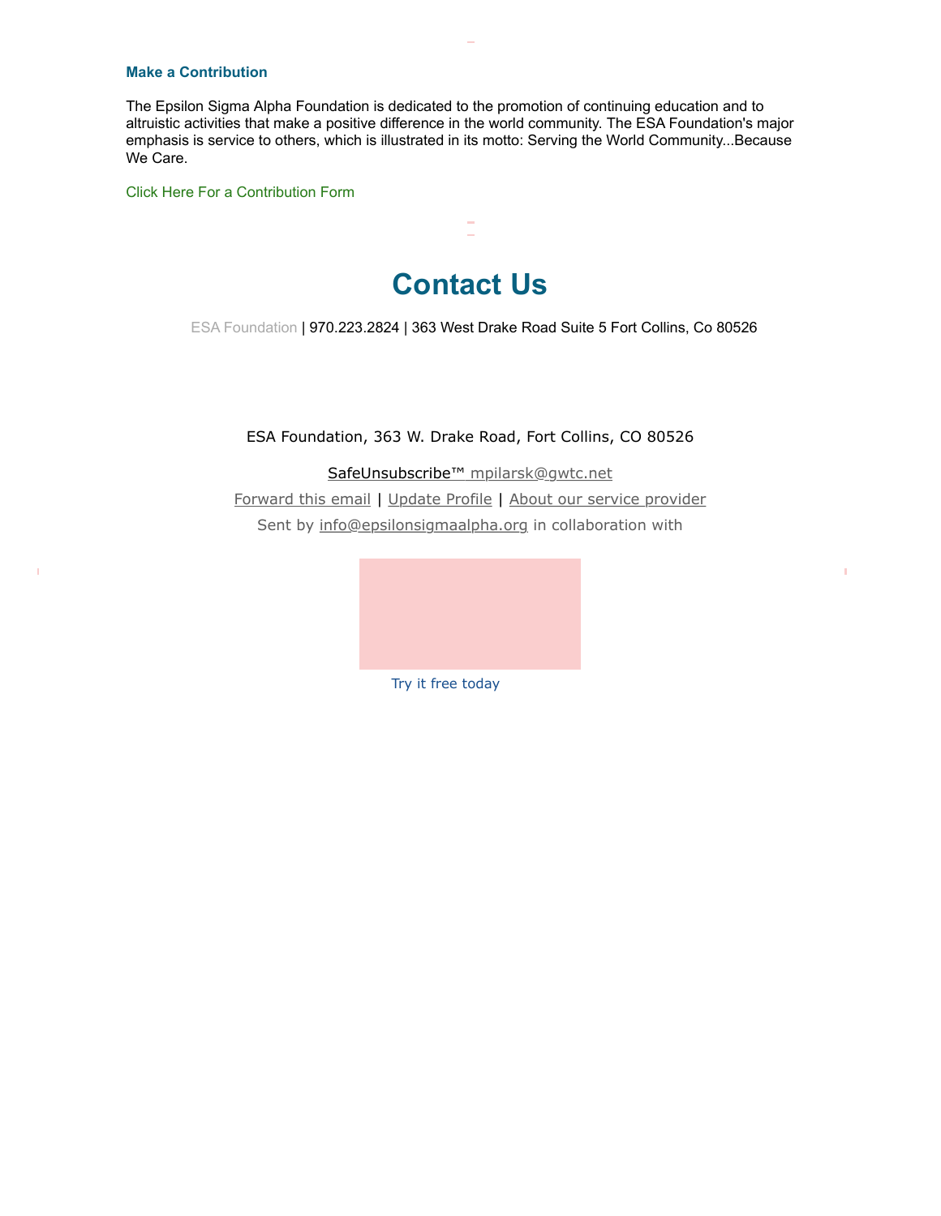### Make a Contribution

The Epsilon Sigma Alpha Foundation is dedicated to the promotion of continuing education and to altruistic activities that make a positive difference in the world community. The ESA Foundation's major emphasis is service to others, which is illustrated in its motto: Serving the World Community...Because We Care.

Click Here For a Contribution Form

## Contact Us

ESA Foundation | 970.223.2824 | 363 West Drake Road Suite 5 Fort Collins, Co 80526

ESA Foundation, 363 W. Drake Road, Fort Collins, CO 80526

SafeUnsubscribe™ mpilarsk@gwtc.net

Forward this email | Update Profile | About our service provider

Sent by info@epsilonsigmaalpha.org in collaboration with

Try it free today